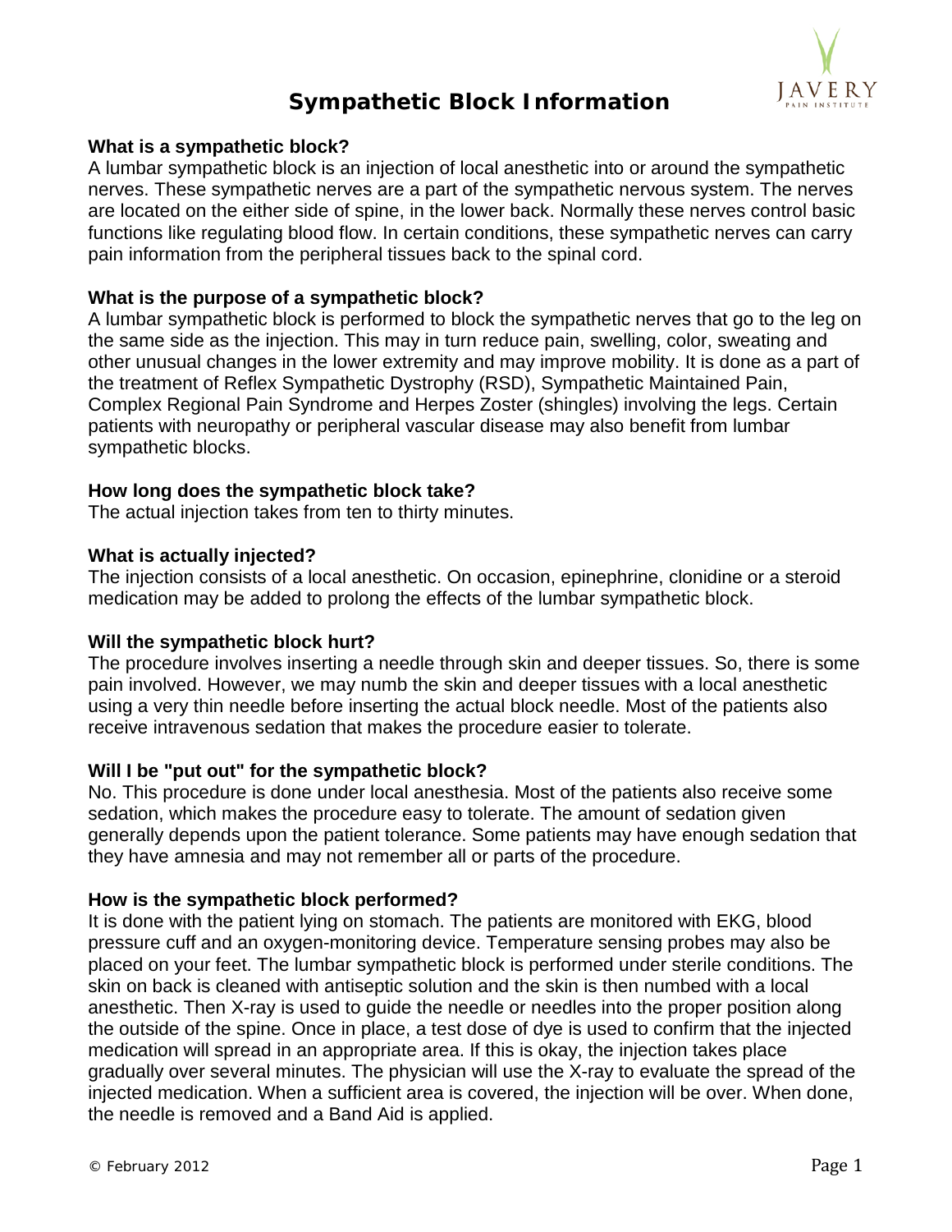# Sympathetic Block Information

**What is a sympathetic block?**

A lumbar sympathetic block is an injection of local anesthetic into or around the sympathetic nerves. These sympathetic nerves are a part of the sympathetic nervous system. The nerves are located on the either side of spine, in the lower back. Normally these nerves control basic functions like regulating blood flow. In certain conditions, these sympathetic nerves can carry pain information from the peripheral tissues back to the spinal cord.

**What is the purpose of a sympathetic block?**

A lumbar sympathetic block is performed to block the sympathetic nerves that go to the leg on the same side as the injection. This may in turn reduce pain, swelling, color, sweating and other unusual changes in the lower extremity and may improve mobility. It is done as a part of the treatment of Reflex Sympathetic Dystrophy (RSD), Sympathetic Maintained Pain, Complex Regional Pain Syndrome and Herpes Zoster (shingles) involving the legs. Certain patients with neuropathy or peripheral vascular disease may also benefit from lumbar sympathetic blocks.

**How long does the sympathetic block take?**

The actual injection takes from ten to thirty minutes.

**What is actually injected?**

The injection consists of a local anesthetic. On occasion, epinephrine, clonidine or a steroid medication may be added to prolong the effects of the lumbar sympathetic block.

**Will the sympathetic block hurt?**

The procedure involves inserting a needle through skin and deeper tissues. So, there is some pain involved. However, we may numb the skin and deeper tissues with a local anesthetic using a very thin needle before inserting the actual block needle. Most of the patients also receive intravenous sedation that makes the procedure easier to tolerate.

**Will I be "put out" for the sympathetic block?**

No. This procedure is done under local anesthesia. Most of the patients also receive some sedation, which makes the procedure easy to tolerate. The amount of sedation given generally depends upon the patient tolerance. Some patients may have enough sedation that they have amnesia and may not remember all or parts of the procedure.

**How is the sympathetic block performed?**

It is done with the patient lying on stomach. The patients are monitored with EKG, blood pressure cuff and an oxygen-monitoring device. Temperature sensing probes may also be placed on your feet. The lumbar sympathetic block is performed under sterile conditions. The skin on back is cleaned with antiseptic solution and the skin is then numbed with a local anesthetic. Then X-ray is used to guide the needle or needles into the proper position along the outside of the spine. Once in place, a test dose of dye is used to confirm that the injected medication will spread in an appropriate area. If this is okay, the injection takes place gradually over several minutes. The physician will use the X-ray to evaluate the spread of the injected medication. When a sufficient area is covered, the injection will be over. When done, the needle is removed and a Band Aid is applied.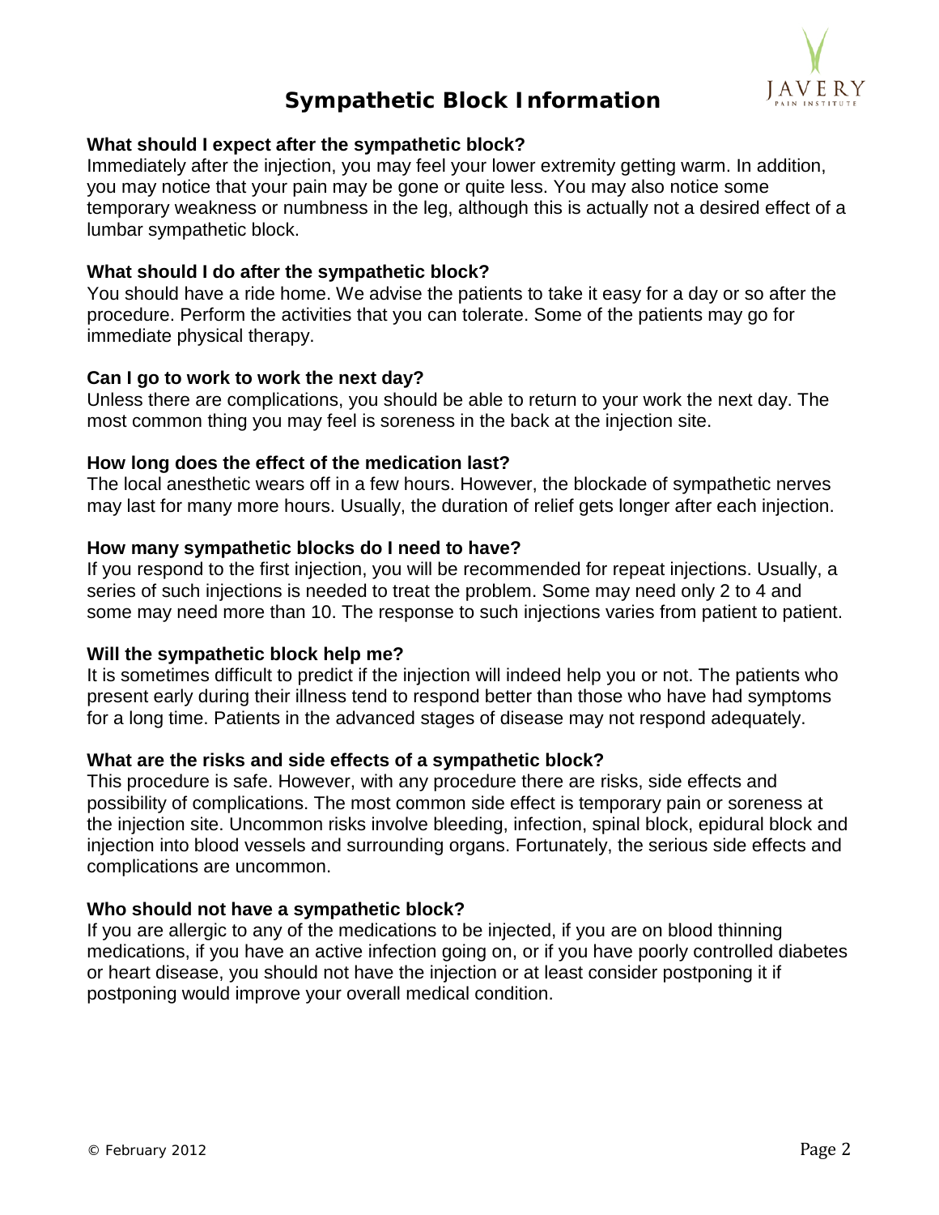# Sympathetic Block Information

**What should I expect after the sympathetic block?**
Immediately after the injection, you may feel your lower extremity getting warm. In addition, you may notice that your pain may be gone or quite less. You may also notice some temporary weakness or numbness in the leg, although this is actually not a desired effect of a lumbar sympathetic block.

**What should I do after the sympathetic block?**
You should have a ride home. We advise the patients to take it easy for a day or so after the procedure. Perform the activities that you can tolerate. Some of the patients may go for immediate physical therapy.

**Can I go to work to work the next day?**
Unless there are complications, you should be able to return to your work the next day. The most common thing you may feel is soreness in the back at the injection site.

**How long does the effect of the medication last?**
The local anesthetic wears off in a few hours. However, the blockade of sympathetic nerves may last for many more hours. Usually, the duration of relief gets longer after each injection.

**How many sympathetic blocks do I need to have?**
If you respond to the first injection, you will be recommended for repeat injections. Usually, a series of such injections is needed to treat the problem. Some may need only 2 to 4 and some may need more than 10. The response to such injections varies from patient to patient.

**Will the sympathetic block help me?**
It is sometimes difficult to predict if the injection will indeed help you or not. The patients who present early during their illness tend to respond better than those who have had symptoms for a long time. Patients in the advanced stages of disease may not respond adequately.

**What are the risks and side effects of a sympathetic block?**
This procedure is safe. However, with any procedure there are risks, side effects and possibility of complications. The most common side effect is temporary pain or soreness at the injection site. Uncommon risks involve bleeding, infection, spinal block, epidural block and injection into blood vessels and surrounding organs. Fortunately, the serious side effects and complications are uncommon.

**Who should not have a sympathetic block?**
If you are allergic to any of the medications to be injected, if you are on blood thinning medications, if you have an active infection going on, or if you have poorly controlled diabetes or heart disease, you should not have the injection or at least consider postponing it if postponing would improve your overall medical condition.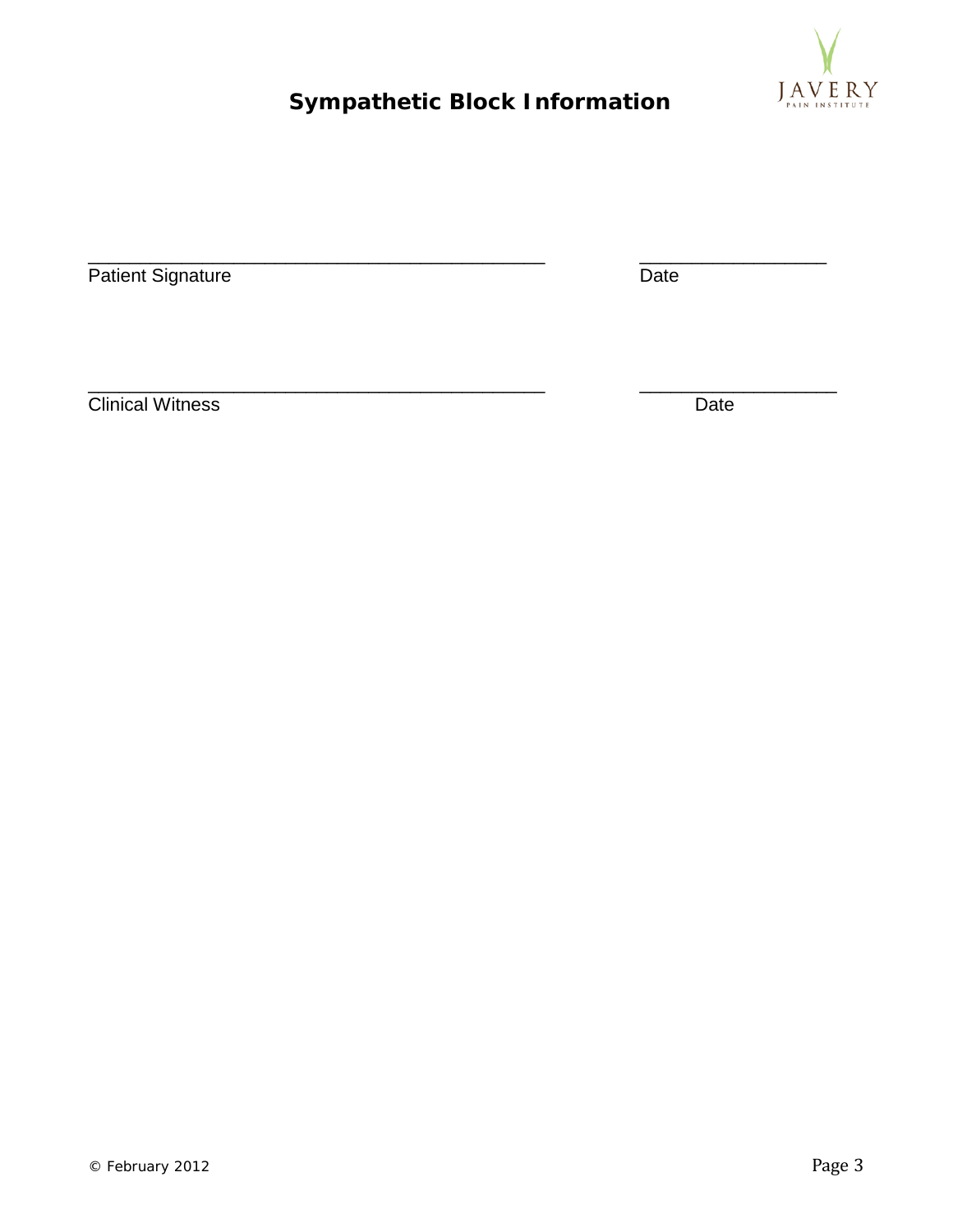## Sympathetic Block Information

_____________________________________________ ___________________

Patient Signature Date

_____________________________________________ ___________________

Clinical Witness Date

© February 2012